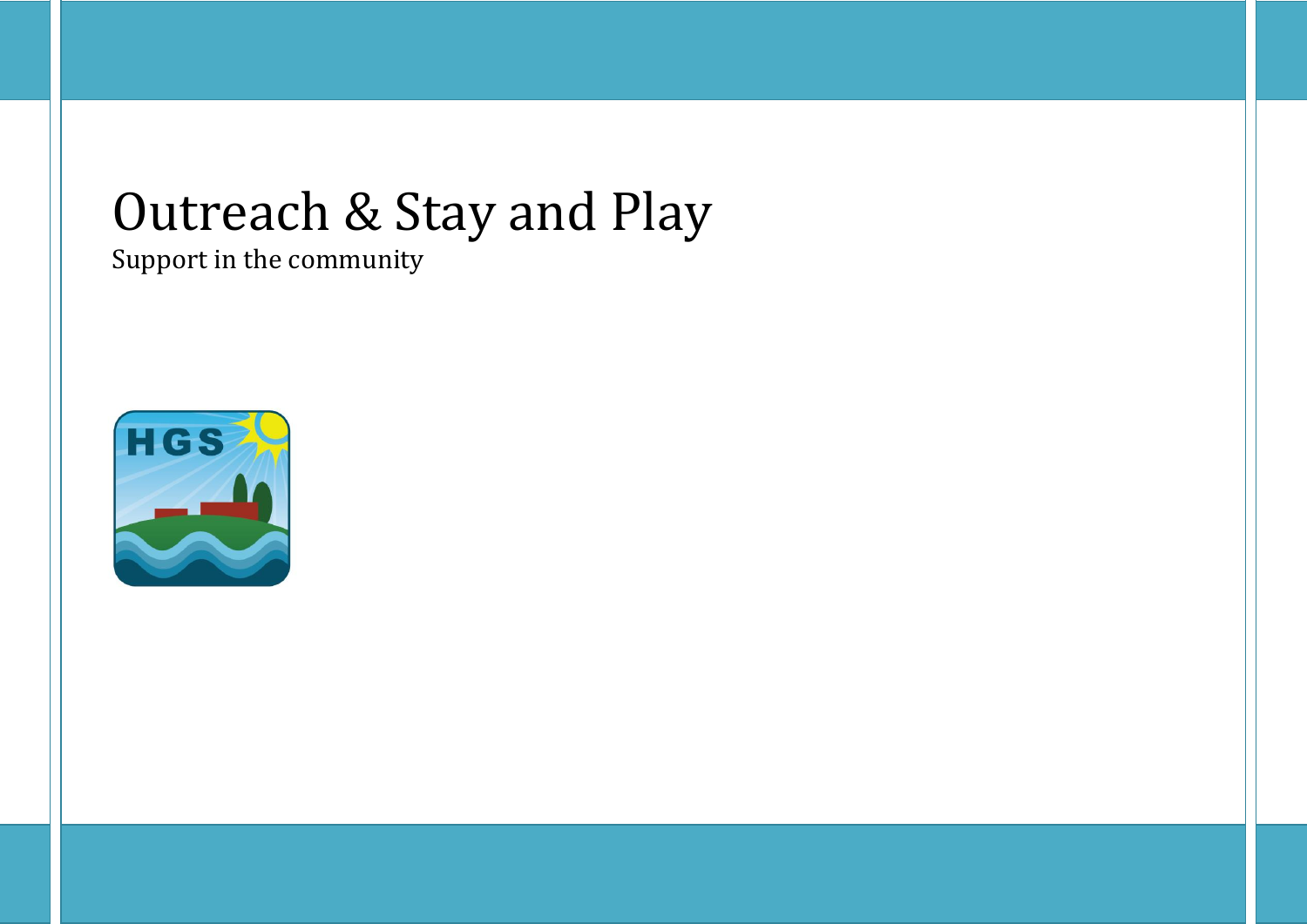# Outreach & Stay and Play

Support in the community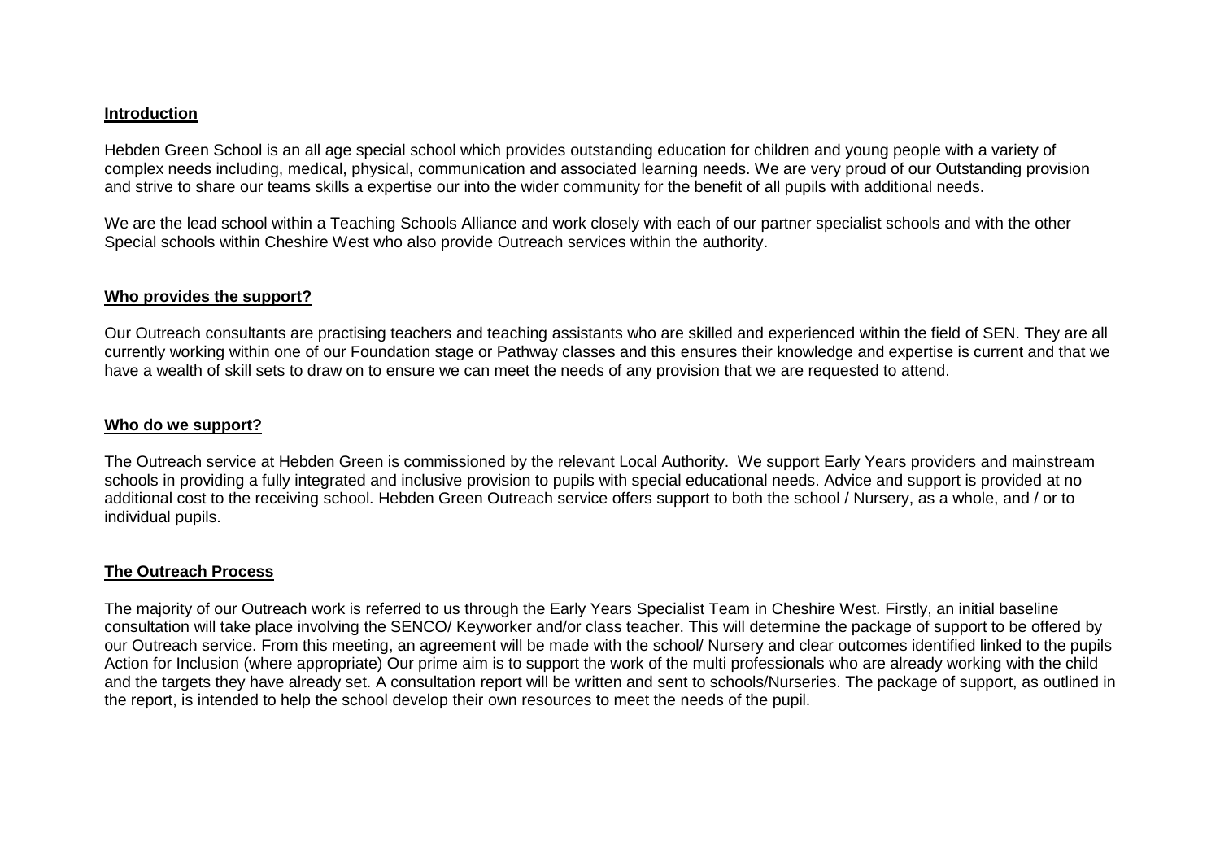**Introduction**

Hebden Green School is an all age special school which provides outstanding education for children and young people with a variety of complex needs including, medical, physical, communication and associated learning needs. We are very proud of our Outstanding provision and strive to share our teams skills a expertise our into the wider community for the benefit of all pupils with additional needs.

We are the lead school within a Teaching Schools Alliance and work closely with each of our partner specialist schools and with the other Special schools within Cheshire West who also provide Outreach services within the authority.

**Who provides the support?**

Our Outreach consultants are practising teachers and teaching assistants who are skilled and experienced within the field of SEN. They are all currently working within one of our Foundation stage or Pathway classes and this ensures their knowledge and expertise is current and that we have a wealth of skill sets to draw on to ensure we can meet the needs of any provision that we are requested to attend.

**Who do we support?**

The Outreach service at Hebden Green is commissioned by the relevant Local Authority. We support Early Years providers and mainstream schools in providing a fully integrated and inclusive provision to pupils with special educational needs. Advice and support is provided at no additional cost to the receiving school. Hebden Green Outreach service offers support to both the school / Nursery, as a whole, and / or to individual pupils.

**The Outreach Process**

The majority of our Outreach work is referred to us through the Early Years Specialist Team in Cheshire West. Firstly, an initial baseline consultation will take place involving the SENCO/ Keyworker and/or class teacher. This will determine the package of support to be offered by our Outreach service. From this meeting, an agreement will be made with the school/ Nursery and clear outcomes identified linked to the pupils Action for Inclusion (where appropriate) Our prime aim is to support the work of the multi professionals who are already working with the child and the targets they have already set. A consultation report will be written and sent to schools/Nurseries. The package of support, as outlined in the report, is intended to help the school develop their own resources to meet the needs of the pupil.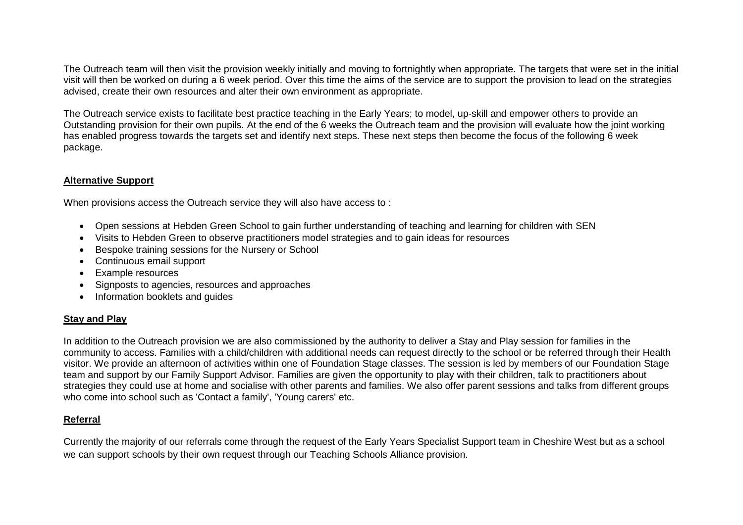The Outreach team will then visit the provision weekly initially and moving to fortnightly when appropriate. The targets that were set in the initial visit will then be worked on during a 6 week period. Over this time the aims of the service are to support the provision to lead on the strategies advised, create their own resources and alter their own environment as appropriate.

The Outreach service exists to facilitate best practice teaching in the Early Years; to model, up-skill and empower others to provide an Outstanding provision for their own pupils. At the end of the 6 weeks the Outreach team and the provision will evaluate how the joint working has enabled progress towards the targets set and identify next steps. These next steps then become the focus of the following 6 week package.

**Alternative Support**

When provisions access the Outreach service they will also have access to :

- Open sessions at Hebden Green School to gain further understanding of teaching and learning for children with SEN
- Visits to Hebden Green to observe practitioners model strategies and to gain ideas for resources
- Bespoke training sessions for the Nursery or School
- Continuous email support
- Example resources
- Signposts to agencies, resources and approaches
- Information booklets and guides

**Stay and Play**

In addition to the Outreach provision we are also commissioned by the authority to deliver a Stay and Play session for families in the community to access. Families with a child/children with additional needs can request directly to the school or be referred through their Health visitor. We provide an afternoon of activities within one of Foundation Stage classes. The session is led by members of our Foundation Stage team and support by our Family Support Advisor. Families are given the opportunity to play with their children, talk to practitioners about strategies they could use at home and socialise with other parents and families. We also offer parent sessions and talks from different groups who come into school such as 'Contact a family', 'Young carers' etc.

**Referral**

Currently the majority of our referrals come through the request of the Early Years Specialist Support team in Cheshire West but as a school we can support schools by their own request through our Teaching Schools Alliance provision.